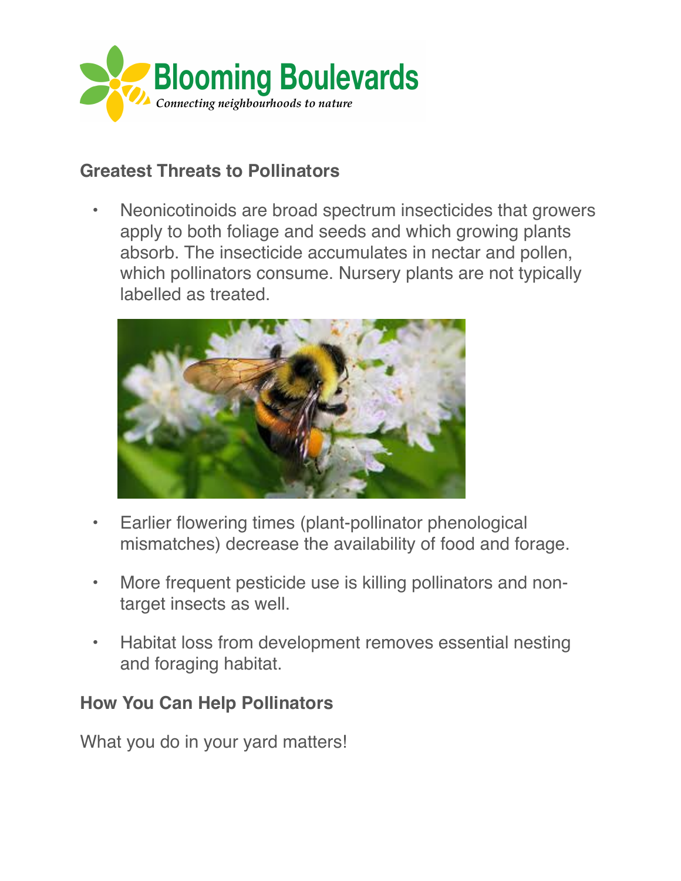Blooming Boulevards

*Connecting neighbourhoods to nature*

## Greatest Threats to Pollinators

- Neonicotinoids are broad spectrum insecticides that growers apply to both foliage and seeds and which growing plants absorb. The insecticide accumulates in nectar and pollen, which pollinators consume. Nursery plants are not typically labelled as treated.
- Earlier flowering times (plant-pollinator phenological mismatches) decrease the availability of food and forage.
- More frequent pesticide use is killing pollinators and non-target insects as well.
- Habitat loss from development removes essential nesting and foraging habitat.

## How You Can Help Pollinators

What you do in your yard matters!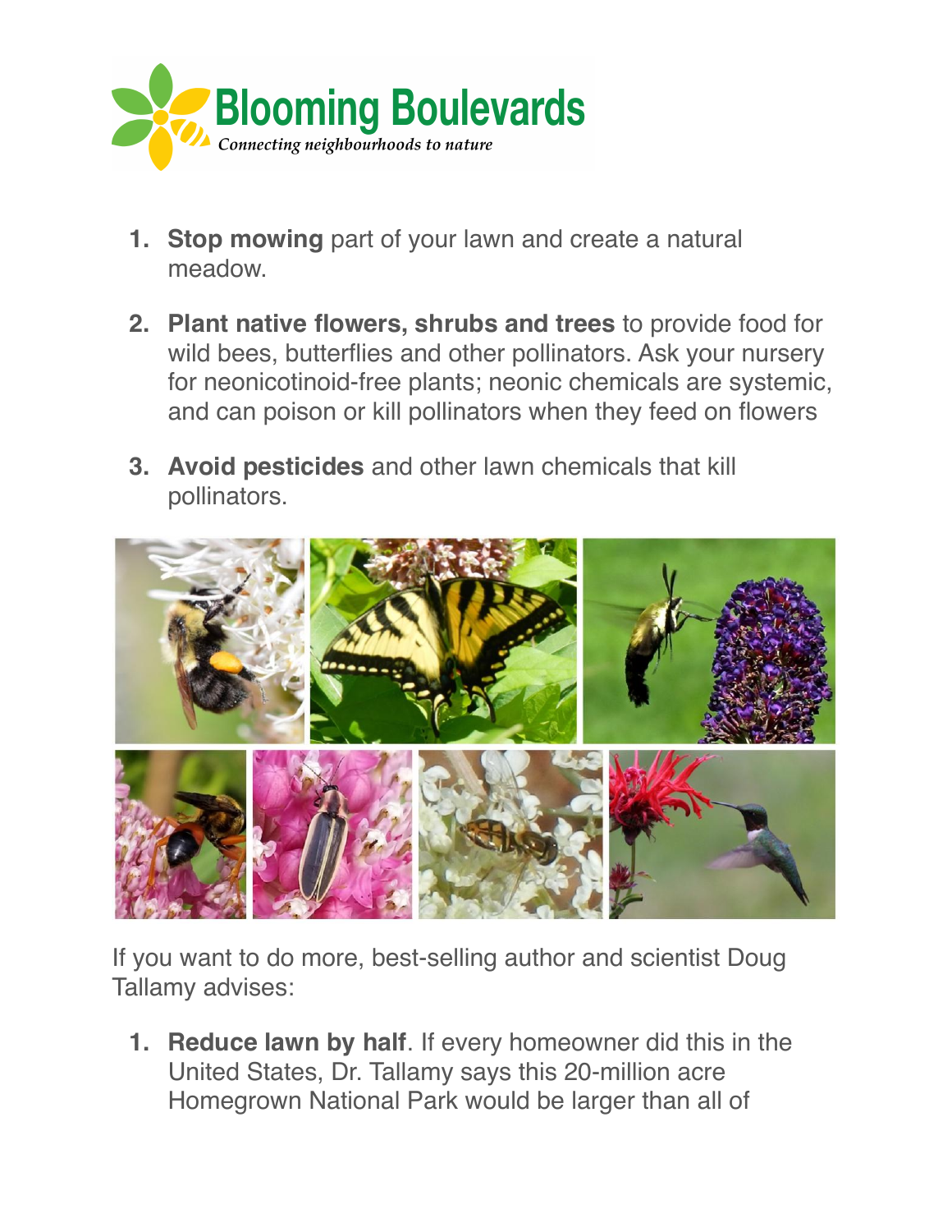**Blooming Boulevards**

*Connecting neighbourhoods to nature*

1. **Stop mowing** part of your lawn and create a natural meadow.
2. **Plant native flowers, shrubs and trees** to provide food for wild bees, butterflies and other pollinators. Ask your nursery for neonicotinoid-free plants; neonic chemicals are systemic, and can poison or kill pollinators when they feed on flowers
3. **Avoid pesticides** and other lawn chemicals that kill pollinators.

If you want to do more, best-selling author and scientist Doug Tallamy advises:

1. **Reduce lawn by half**. If every homeowner did this in the United States, Dr. Tallamy says this 20-million acre Homegrown National Park would be larger than all of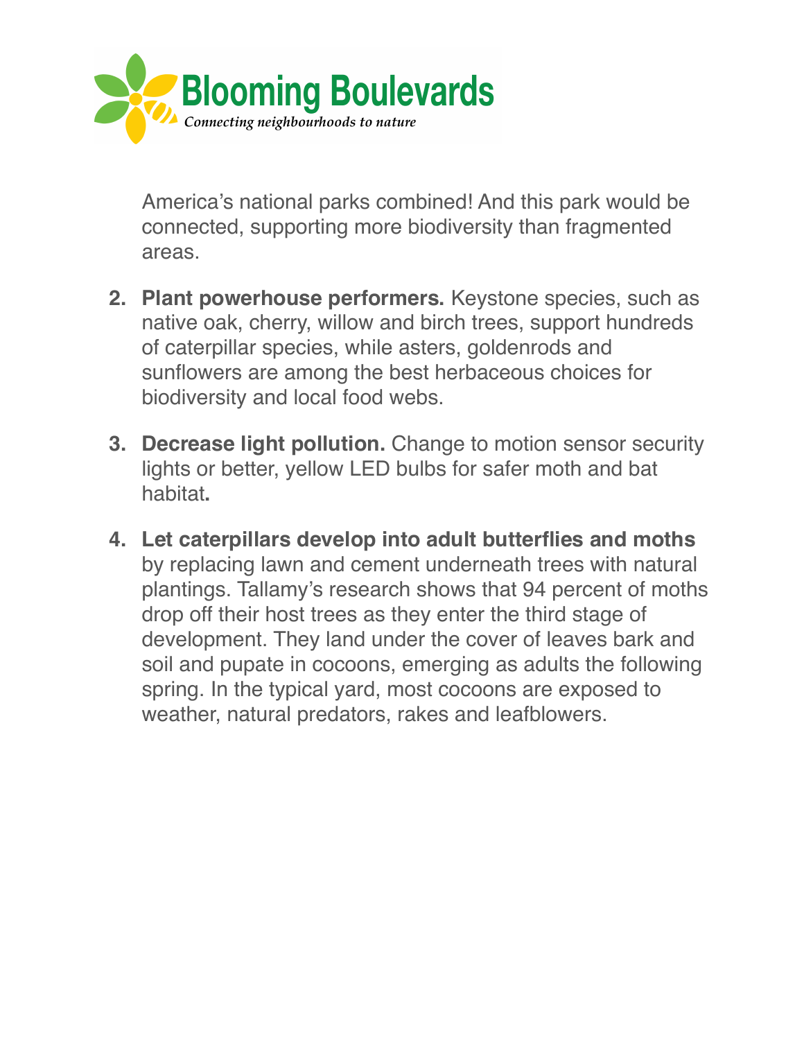America's national parks combined! And this park would be connected, supporting more biodiversity than fragmented areas.

2. **Plant powerhouse performers.** Keystone species, such as native oak, cherry, willow and birch trees, support hundreds of caterpillar species, while asters, goldenrods and sunflowers are among the best herbaceous choices for biodiversity and local food webs.

3. **Decrease light pollution.** Change to motion sensor security lights or better, yellow LED bulbs for safer moth and bat habitat.

4. **Let caterpillars develop into adult butterflies and moths** by replacing lawn and cement underneath trees with natural plantings. Tallamy's research shows that 94 percent of moths drop off their host trees as they enter the third stage of development. They land under the cover of leaves bark and soil and pupate in cocoons, emerging as adults the following spring. In the typical yard, most cocoons are exposed to weather, natural predators, rakes and leafblowers.